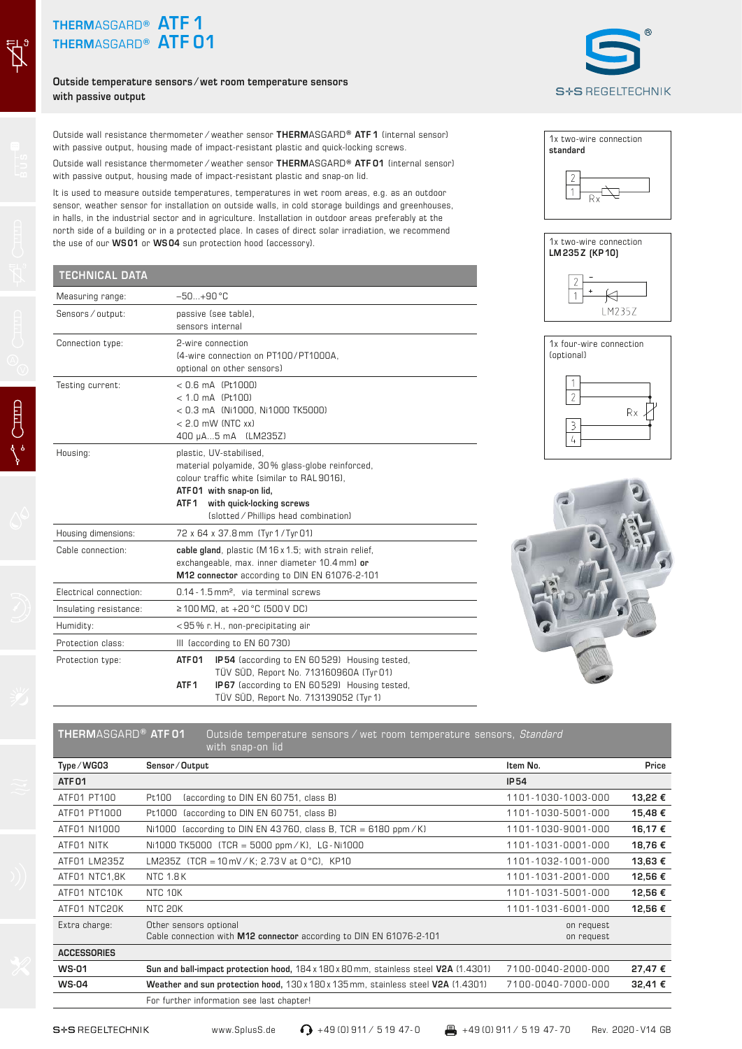# THERMASGARD® ATF 1
# THERMASGARD® ATF 01

**Outside temperature sensors / wet room temperature sensors with passive output**

S+S REGELTECHNIK

Outside wall resistance thermometer / weather sensor **THERM**ASGARD® **ATF 1** (internal sensor) with passive output, housing made of impact-resistant plastic and quick-locking screws.

Outside wall resistance thermometer / weather sensor **THERM**ASGARD® **ATF 01** (internal sensor) with passive output, housing made of impact-resistant plastic and snap-on lid.

It is used to measure outside temperatures, temperatures in wet room areas, e.g. as an outdoor sensor, weather sensor for installation on outside walls, in cold storage buildings and greenhouses, in halls, in the industrial sector and in agriculture. Installation in outdoor areas preferably at the north side of a building or in a protected place. In cases of direct solar irradiation, we recommend the use of our **WS 01** or **WS 04** sun protection hood (accessory).

1x two-wire connection
**standard**

2, 1 – Rx

1x two-wire connection
**LM 235 Z (KP 10)**

2 (–), 1 (+) – LM235Z

1x four-wire connection
(optional)

1, 2, 3, 4 – Rx

## TECHNICAL DATA

| | |
|---|---|
| Measuring range: | −50...+90 °C |
| Sensors / output: | passive (see table), sensors internal |
| Connection type: | 2-wire connection (4-wire connection on PT100 / PT1000A, optional on other sensors) |
| Testing current: | < 0.6 mA (Pt1000)<br>< 1.0 mA (Pt100)<br>< 0.3 mA (Ni1000, Ni1000 TK5000)<br>< 2.0 mW (NTC xx)<br>400 µA...5 mA (LM235Z) |
| Housing: | plastic, UV-stabilised, material polyamide, 30 % glass-globe reinforced, colour traffic white (similar to RAL 9016),<br>**ATF 01 with snap-on lid,**<br>**ATF 1 with quick-locking screws** (slotted / Phillips head combination) |
| Housing dimensions: | 72 x 64 x 37.8 mm (Tyr 1 / Tyr 01) |
| Cable connection: | **cable gland**, plastic (M 16 x 1.5; with strain relief, exchangeable, max. inner diameter 10.4 mm) **or M12 connector** according to DIN EN 61076-2-101 |
| Electrical connection: | 0.14 - 1.5 mm², via terminal screws |
| Insulating resistance: | ≥ 100 MΩ, at +20 °C (500 V DC) |
| Humidity: | < 95 % r. H., non-precipitating air |
| Protection class: | III (according to EN 60 730) |
| Protection type: | **ATF 01** **IP 54** (according to EN 60 529) Housing tested, TÜV SÜD, Report No. 713160960A (Tyr 01)<br>**ATF 1** **IP 67** (according to EN 60 529) Housing tested, TÜV SÜD, Report No. 713139052 (Tyr 1) |

## THERMASGARD® ATF 01 — Outside temperature sensors / wet room temperature sensors, *Standard* with snap-on lid

| Type / WG03 | Sensor / Output | Item No. | Price |
|---|---|---|---|
| **ATF 01** | | **IP 54** | |
| ATF01 PT100 | Pt100 (according to DIN EN 60 751, class B) | 1101-1030-1003-000 | **13,22 €** |
| ATF01 PT1000 | Pt1000 (according to DIN EN 60 751, class B) | 1101-1030-5001-000 | **15,48 €** |
| ATF01 NI1000 | Ni1000 (according to DIN EN 43 760, class B, TCR = 6180 ppm / K) | 1101-1030-9001-000 | **16,17 €** |
| ATF01 NITK | Ni1000 TK5000 (TCR = 5000 ppm / K), LG-Ni1000 | 1101-1031-0001-000 | **18,76 €** |
| ATF01 LM235Z | LM235Z (TCR = 10 mV / K; 2.73 V at 0 °C), KP10 | 1101-1032-1001-000 | **13,63 €** |
| ATF01 NTC1,8K | NTC 1.8 K | 1101-1031-2001-000 | **12,56 €** |
| ATF01 NTC10K | NTC 10K | 1101-1031-5001-000 | **12,56 €** |
| ATF01 NTC20K | NTC 20K | 1101-1031-6001-000 | **12,56 €** |
| Extra charge: | Other sensors optional<br>Cable connection with **M12 connector** according to DIN EN 61076-2-101 | on request<br>on request | |
| **ACCESSORIES** | | | |
| **WS-01** | **Sun and ball-impact protection hood,** 184 x 180 x 80 mm, stainless steel **V2A** (1.4301) | 7100-0040-2000-000 | **27,47 €** |
| **WS-04** | **Weather and sun protection hood,** 130 x 180 x 135 mm, stainless steel **V2A** (1.4301) | 7100-0040-7000-000 | **32,41 €** |
| | For further information see last chapter! | | |

S+S REGELTECHNIK www.SplusS.de +49 (0) 911 / 5 19 47-0 +49 (0) 911 / 5 19 47-70 Rev. 2020 - V14 GB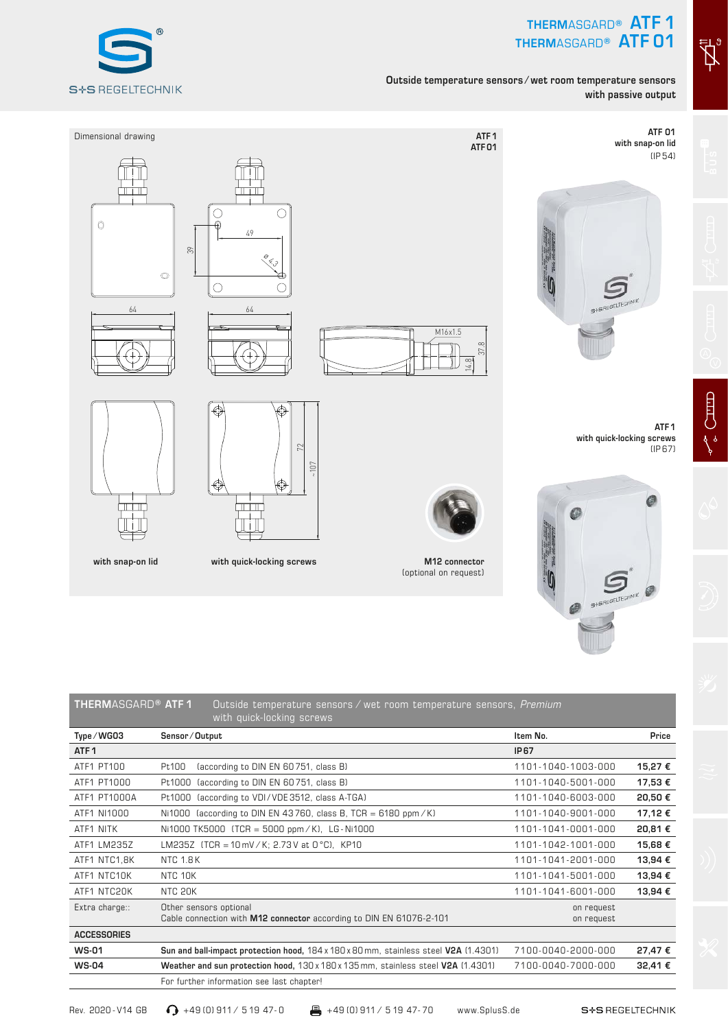# THERMASGARD® ATF 1
# THERMASGARD® ATF 01

Outside temperature sensors / wet room temperature sensors with passive output

Dimensional drawing

ATF 1
ATF 01

64
64
39
49
ø 4.3
M16x1.5
37.8
14.8
72
~107

with snap-on lid

with quick-locking screws

**M12 connector**
(optional on request)

**ATF 01**
with snap-on lid
(IP 54)

**ATF 1**
with quick-locking screws
(IP 67)

| **THERMASGARD® ATF 1** | Outside temperature sensors / wet room temperature sensors, *Premium* with quick-locking screws | | |
|---|---|---|---|
| Type / WG03 | Sensor / Output | Item No. | Price |
| **ATF 1** | | **IP 67** | |
| ATF1 PT100 | Pt100 (according to DIN EN 60751, class B) | 1101-1040-1003-000 | **15,27 €** |
| ATF1 PT1000 | Pt1000 (according to DIN EN 60751, class B) | 1101-1040-5001-000 | **17,53 €** |
| ATF1 PT1000A | Pt1000 (according to VDI / VDE 3512, class A-TGA) | 1101-1040-6003-000 | **20,50 €** |
| ATF1 NI1000 | Ni1000 (according to DIN EN 43760, class B, TCR = 6180 ppm / K) | 1101-1040-9001-000 | **17,12 €** |
| ATF1 NITK | Ni1000 TK5000 (TCR = 5000 ppm / K), LG-Ni1000 | 1101-1040-0001-000 | **20,81 €** |
| ATF1 LM235Z | LM235Z (TCR = 10 mV / K; 2.73 V at 0 °C), KP10 | 1101-1042-1001-000 | **15,68 €** |
| ATF1 NTC1,8K | NTC 1.8K | 1101-1041-2001-000 | **13,94 €** |
| ATF1 NTC10K | NTC 10K | 1101-1041-5001-000 | **13,94 €** |
| ATF1 NTC20K | NTC 20K | 1101-1041-6001-000 | **13,94 €** |
| Extra charge:: | Other sensors optional<br>Cable connection with **M12 connector** according to DIN EN 61076-2-101 | on request<br>on request | |
| **ACCESSORIES** | | | |
| **WS-01** | **Sun and ball-impact protection hood,** 184 x 180 x 80 mm, stainless steel **V2A** (1.4301) | 7100-0040-2000-000 | **27,47 €** |
| **WS-04** | **Weather and sun protection hood,** 130 x 180 x 135 mm, stainless steel **V2A** (1.4301) | 7100-0040-7000-000 | **32,41 €** |
| | For further information see last chapter! | | |

Rev. 2020 - V14 GB   +49 (0) 911 / 5 19 47-0   +49 (0) 911 / 5 19 47-70   www.SplusS.de   S+S REGELTECHNIK